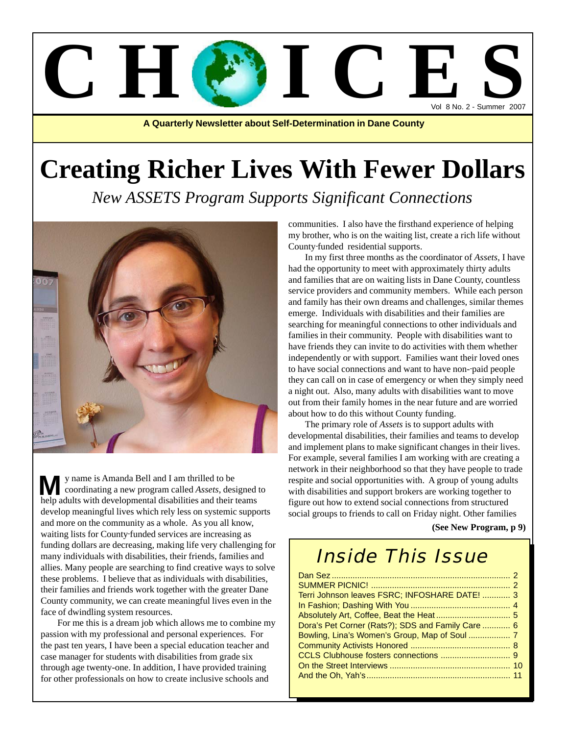# CHOICES

Vol 8 No. 2 - Summer 2007

**A Quarterly Newsletter about Self-Determination in Dane County**

# Creating Richer Lives With Fewer Dollars

*New ASSETS Program Supports Significant Connections*

My name is Amanda Bell and I am thrilled to be coordinating a new program called *Assets*, designed to help adults with developmental disabilities and their teams develop meaningful lives which rely less on systemic supports and more on the community as a whole. As you all know, waiting lists for County-funded services are increasing as funding dollars are decreasing, making life very challenging for many individuals with disabilities, their friends, families and allies. Many people are searching to find creative ways to solve these problems. I believe that as individuals with disabilities, their families and friends work together with the greater Dane County community, we can create meaningful lives even in the face of dwindling system resources.

For me this is a dream job which allows me to combine my passion with my professional and personal experiences. For the past ten years, I have been a special education teacher and case manager for students with disabilities from grade six through age twenty-one. In addition, I have provided training for other professionals on how to create inclusive schools and communities. I also have the firsthand experience of helping my brother, who is on the waiting list, create a rich life without County-funded residential supports.

In my first three months as the coordinator of *Assets*, I have had the opportunity to meet with approximately thirty adults and families that are on waiting lists in Dane County, countless service providers and community members. While each person and family has their own dreams and challenges, similar themes emerge. Individuals with disabilities and their families are searching for meaningful connections to other individuals and families in their community. People with disabilities want to have friends they can invite to do activities with them whether independently or with support. Families want their loved ones to have social connections and want to have non-paid people they can call on in case of emergency or when they simply need a night out. Also, many adults with disabilities want to move out from their family homes in the near future and are worried about how to do this without County funding.

The primary role of *Assets* is to support adults with developmental disabilities, their families and teams to develop and implement plans to make significant changes in their lives. For example, several families I am working with are creating a network in their neighborhood so that they have people to trade respite and social opportunities with. A group of young adults with disabilities and support brokers are working together to figure out how to extend social connections from structured social groups to friends to call on Friday night. Other families

**(See New Program, p 9)**

## Inside This Issue

- Dan Sez ... 2
- SUMMER PICNIC! ... 2
- Terri Johnson leaves FSRC; INFOSHARE DATE! ... 3
- In Fashion; Dashing With You ... 4
- Absolutely Art, Coffee, Beat the Heat ... 5
- Dora's Pet Corner (Rats?); SDS and Family Care ... 6
- Bowling, Lina's Women's Group, Map of Soul ... 7
- Community Activists Honored ... 8
- CCLS Clubhouse fosters connections ... 9
- On the Street Interviews ... 10
- And the Oh, Yah's ... 11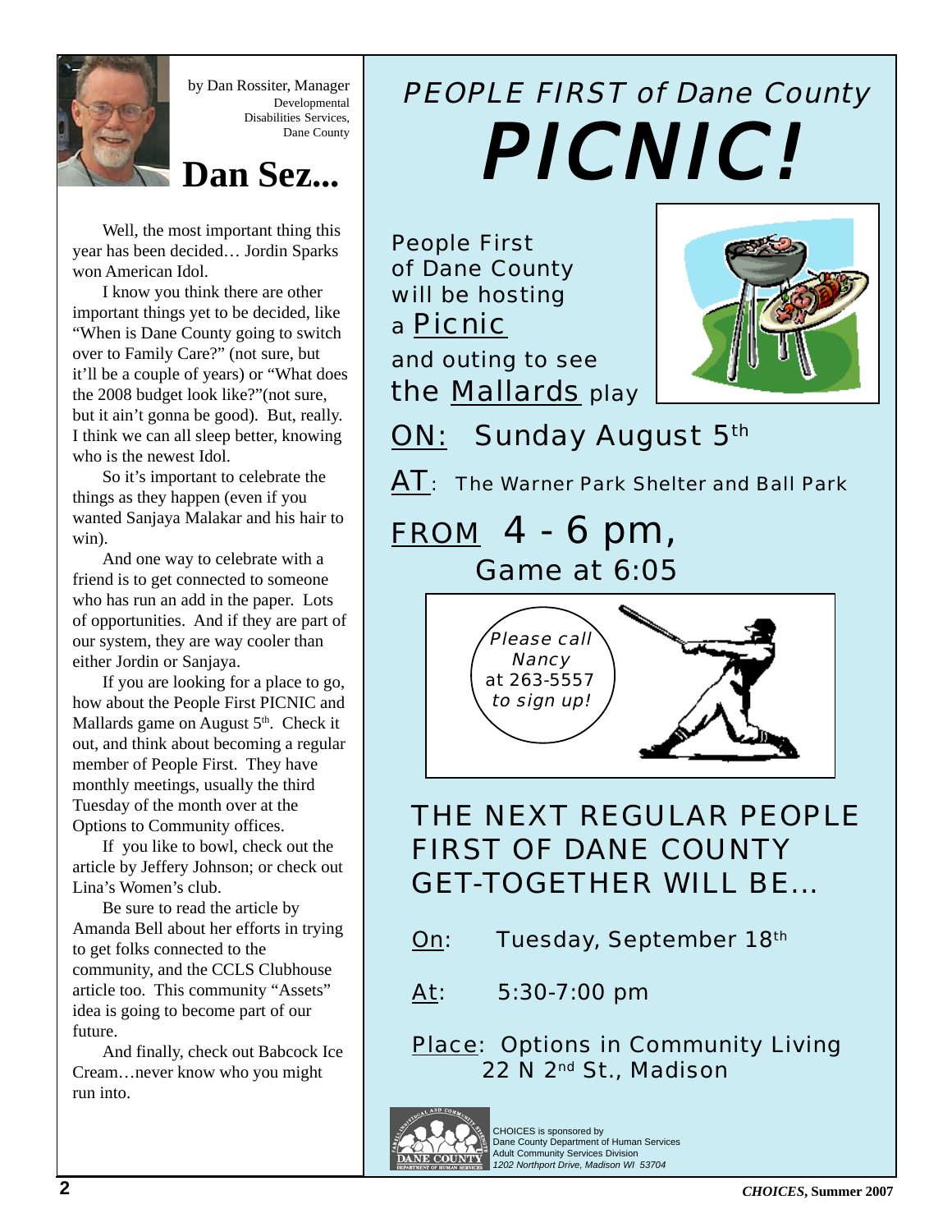by Dan Rossiter, Manager
Developmental Disabilities Services, Dane County

# Dan Sez...

Well, the most important thing this year has been decided… Jordin Sparks won American Idol.

I know you think there are other important things yet to be decided, like "When is Dane County going to switch over to Family Care?" (not sure, but it'll be a couple of years) or "What does the 2008 budget look like?"(not sure, but it ain't gonna be good). But, really. I think we can all sleep better, knowing who is the newest Idol.

So it's important to celebrate the things as they happen (even if you wanted Sanjaya Malakar and his hair to win).

And one way to celebrate with a friend is to get connected to someone who has run an add in the paper. Lots of opportunities. And if they are part of our system, they are way cooler than either Jordin or Sanjaya.

If you are looking for a place to go, how about the People First PICNIC and Mallards game on August 5th. Check it out, and think about becoming a regular member of People First. They have monthly meetings, usually the third Tuesday of the month over at the Options to Community offices.

If you like to bowl, check out the article by Jeffery Johnson; or check out Lina's Women's club.

Be sure to read the article by Amanda Bell about her efforts in trying to get folks connected to the community, and the CCLS Clubhouse article too. This community "Assets" idea is going to become part of our future.

And finally, check out Babcock Ice Cream…never know who you might run into.

## *PEOPLE FIRST of Dane County*

# *PICNIC!*

People First of Dane County will be hosting a Picnic and outing to see the Mallards play

**ON:** Sunday August 5th

**AT:** The Warner Park Shelter and Ball Park

**FROM** 4 - 6 pm,
Game at 6:05

*Please call Nancy* at 263-5557 *to sign up!*

## THE NEXT REGULAR PEOPLE FIRST OF DANE COUNTY GET-TOGETHER WILL BE…

**On:** Tuesday, September 18th

**At:** 5:30-7:00 pm

**Place:** Options in Community Living
22 N 2nd St., Madison

CHOICES is sponsored by
Dane County Department of Human Services
Adult Community Services Division
*1202 Northport Drive, Madison WI 53704*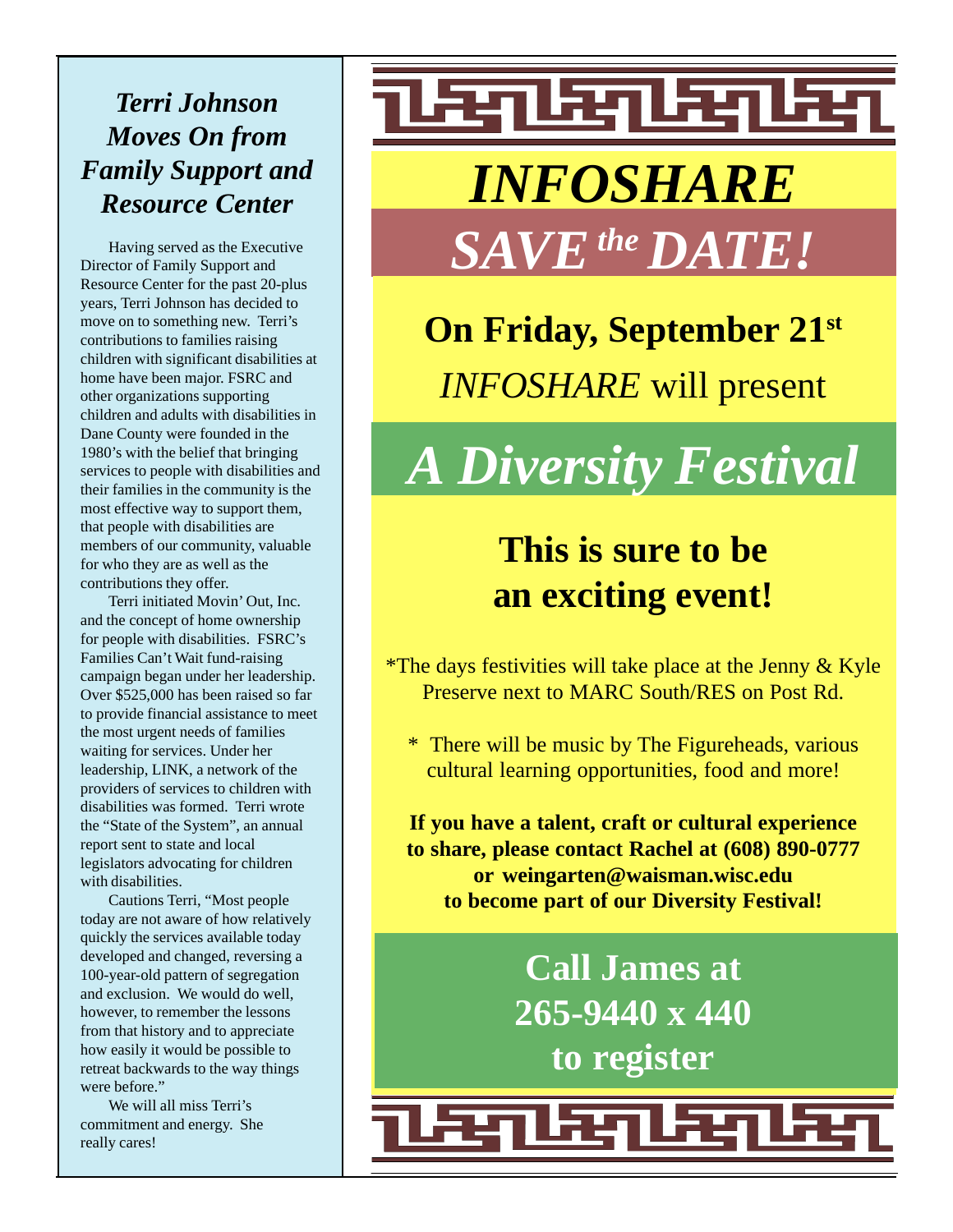## *Terri Johnson Moves On from Family Support and Resource Center*

Having served as the Executive Director of Family Support and Resource Center for the past 20-plus years, Terri Johnson has decided to move on to something new. Terri's contributions to families raising children with significant disabilities at home have been major. FSRC and other organizations supporting children and adults with disabilities in Dane County were founded in the 1980's with the belief that bringing services to people with disabilities and their families in the community is the most effective way to support them, that people with disabilities are members of our community, valuable for who they are as well as the contributions they offer.

Terri initiated Movin' Out, Inc. and the concept of home ownership for people with disabilities. FSRC's Families Can't Wait fund-raising campaign began under her leadership. Over $525,000 has been raised so far to provide financial assistance to meet the most urgent needs of families waiting for services. Under her leadership, LINK, a network of the providers of services to children with disabilities was formed. Terri wrote the "State of the System", an annual report sent to state and local legislators advocating for children with disabilities.

Cautions Terri, "Most people today are not aware of how relatively quickly the services available today developed and changed, reversing a 100-year-old pattern of segregation and exclusion. We would do well, however, to remember the lessons from that history and to appreciate how easily it would be possible to retreat backwards to the way things were before."

We will all miss Terri's commitment and energy. She really cares!

# *INFOSHARE*

# *SAVE the DATE!*

**On Friday, September 21st**

*INFOSHARE* will present

# *A Diversity Festival*

## This is sure to be an exciting event!

*The days festivities will take place at the Jenny & Kyle Preserve next to MARC South/RES on Post Rd.

* There will be music by The Figureheads, various cultural learning opportunities, food and more!

**If you have a talent, craft or cultural experience to share, please contact Rachel at (608) 890-0777 or weingarten@waisman.wisc.edu to become part of our Diversity Festival!**

## Call James at 265-9440 x 440 to register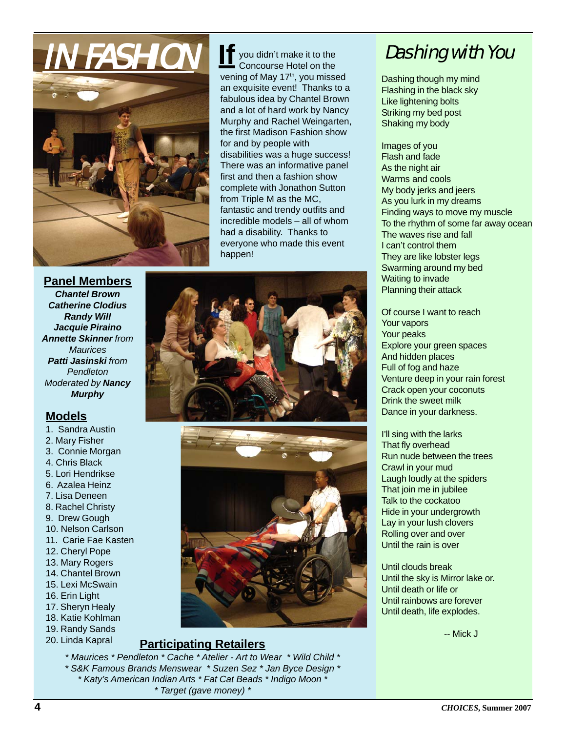# IN FASHION

**If** you didn't make it to the Concourse Hotel on the vening of May 17th, you missed an exquisite event! Thanks to a fabulous idea by Chantel Brown and a lot of hard work by Nancy Murphy and Rachel Weingarten, the first Madison Fashion show for and by people with disabilities was a huge success! There was an informative panel first and then a fashion show complete with Jonathon Sutton from Triple M as the MC, fantastic and trendy outfits and incredible models – all of whom had a disability. Thanks to everyone who made this event happen!

## Panel Members

***Chantel Brown***
***Catherine Clodius***
***Randy Will***
***Jacquie Piraino***
***Annette Skinner*** *from Maurices*
***Patti Jasinski*** *from Pendleton*
*Moderated by* ***Nancy Murphy***

## Models

1. Sandra Austin
2. Mary Fisher
3. Connie Morgan
4. Chris Black
5. Lori Hendrikse
6. Azalea Heinz
7. Lisa Deneen
8. Rachel Christy
9. Drew Gough
10. Nelson Carlson
11. Carie Fae Kasten
12. Cheryl Pope
13. Mary Rogers
14. Chantel Brown
15. Lexi McSwain
16. Erin Light
17. Sheryn Healy
18. Katie Kohlman
19. Randy Sands
20. Linda Kapral

## Participating Retailers

*Maurices * Pendleton * Cache * Atelier - Art to Wear * Wild Child * S&K Famous Brands Menswear * Suzen Sez * Jan Byce Design * Katy's American Indian Arts * Fat Cat Beads * Indigo Moon * Target (gave money)*

# Dashing with You

Dashing though my mind
Flashing in the black sky
Like lightening bolts
Striking my bed post
Shaking my body

Images of you
Flash and fade
As the night air
Warms and cools
My body jerks and jeers
As you lurk in my dreams
Finding ways to move my muscle
To the rhythm of some far away ocean
The waves rise and fall
I can't control them
They are like lobster legs
Swarming around my bed
Waiting to invade
Planning their attack

Of course I want to reach
Your vapors
Your peaks
Explore your green spaces
And hidden places
Full of fog and haze
Venture deep in your rain forest
Crack open your coconuts
Drink the sweet milk
Dance in your darkness.

I'll sing with the larks
That fly overhead
Run nude between the trees
Crawl in your mud
Laugh loudly at the spiders
That join me in jubilee
Talk to the cockatoo
Hide in your undergrowth
Lay in your lush clovers
Rolling over and over
Until the rain is over

Until clouds break
Until the sky is Mirror lake or.
Until death or life or
Until rainbows are forever
Until death, life explodes.

-- Mick J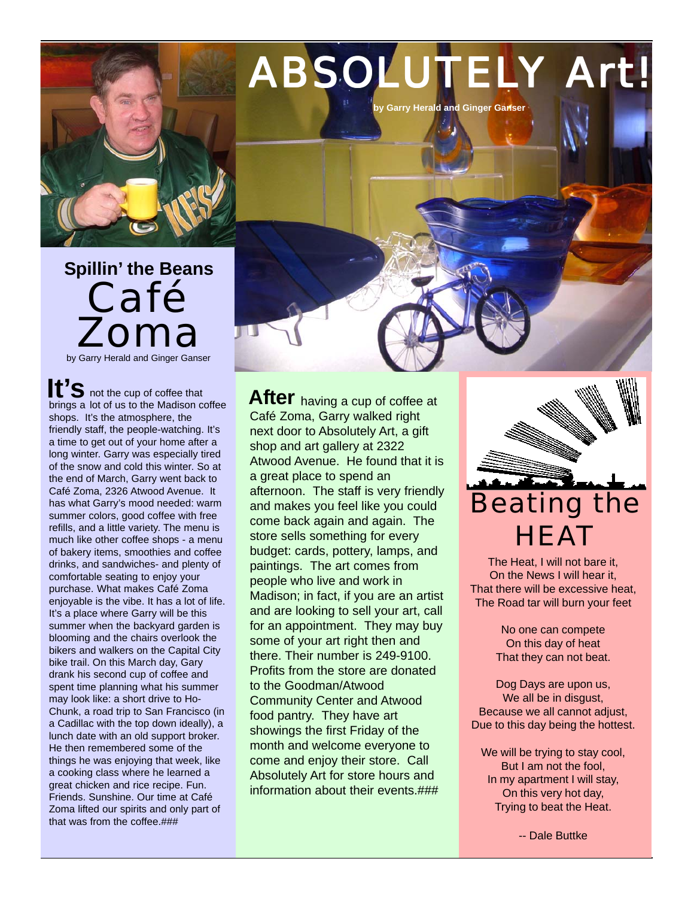## Spillin' the Beans
# Café Zoma

by Garry Herald and Ginger Ganser

**It's** not the cup of coffee that brings a lot of us to the Madison coffee shops. It's the atmosphere, the friendly staff, the people-watching. It's a time to get out of your home after a long winter. Garry was especially tired of the snow and cold this winter. So at the end of March, Garry went back to Café Zoma, 2326 Atwood Avenue. It has what Garry's mood needed: warm summer colors, good coffee with free refills, and a little variety. The menu is much like other coffee shops - a menu of bakery items, smoothies and coffee drinks, and sandwiches- and plenty of comfortable seating to enjoy your purchase. What makes Café Zoma enjoyable is the vibe. It has a lot of life. It's a place where Garry will be this summer when the backyard garden is blooming and the chairs overlook the bikers and walkers on the Capital City bike trail. On this March day, Gary drank his second cup of coffee and spent time planning what his summer may look like: a short drive to Ho-Chunk, a road trip to San Francisco (in a Cadillac with the top down ideally), a lunch date with an old support broker. He then remembered some of the things he was enjoying that week, like a cooking class where he learned a great chicken and rice recipe. Fun. Friends. Sunshine. Our time at Café Zoma lifted our spirits and only part of that was from the coffee.###

# ABSOLUTELY Art!

by Garry Herald and Ginger Ganser

**After** having a cup of coffee at Café Zoma, Garry walked right next door to Absolutely Art, a gift shop and art gallery at 2322 Atwood Avenue. He found that it is a great place to spend an afternoon. The staff is very friendly and makes you feel like you could come back again and again. The store sells something for every budget: cards, pottery, lamps, and paintings. The art comes from people who live and work in Madison; in fact, if you are an artist and are looking to sell your art, call for an appointment. They may buy some of your art right then and there. Their number is 249-9100. Profits from the store are donated to the Goodman/Atwood Community Center and Atwood food pantry. They have art showings the first Friday of the month and welcome everyone to come and enjoy their store. Call Absolutely Art for store hours and information about their events.###

# Beating the HEAT

The Heat, I will not bare it,
On the News I will hear it,
That there will be excessive heat,
The Road tar will burn your feet

No one can compete
On this day of heat
That they can not beat.

Dog Days are upon us,
We all be in disgust,
Because we all cannot adjust,
Due to this day being the hottest.

We will be trying to stay cool,
But I am not the fool,
In my apartment I will stay,
On this very hot day,
Trying to beat the Heat.

-- Dale Buttke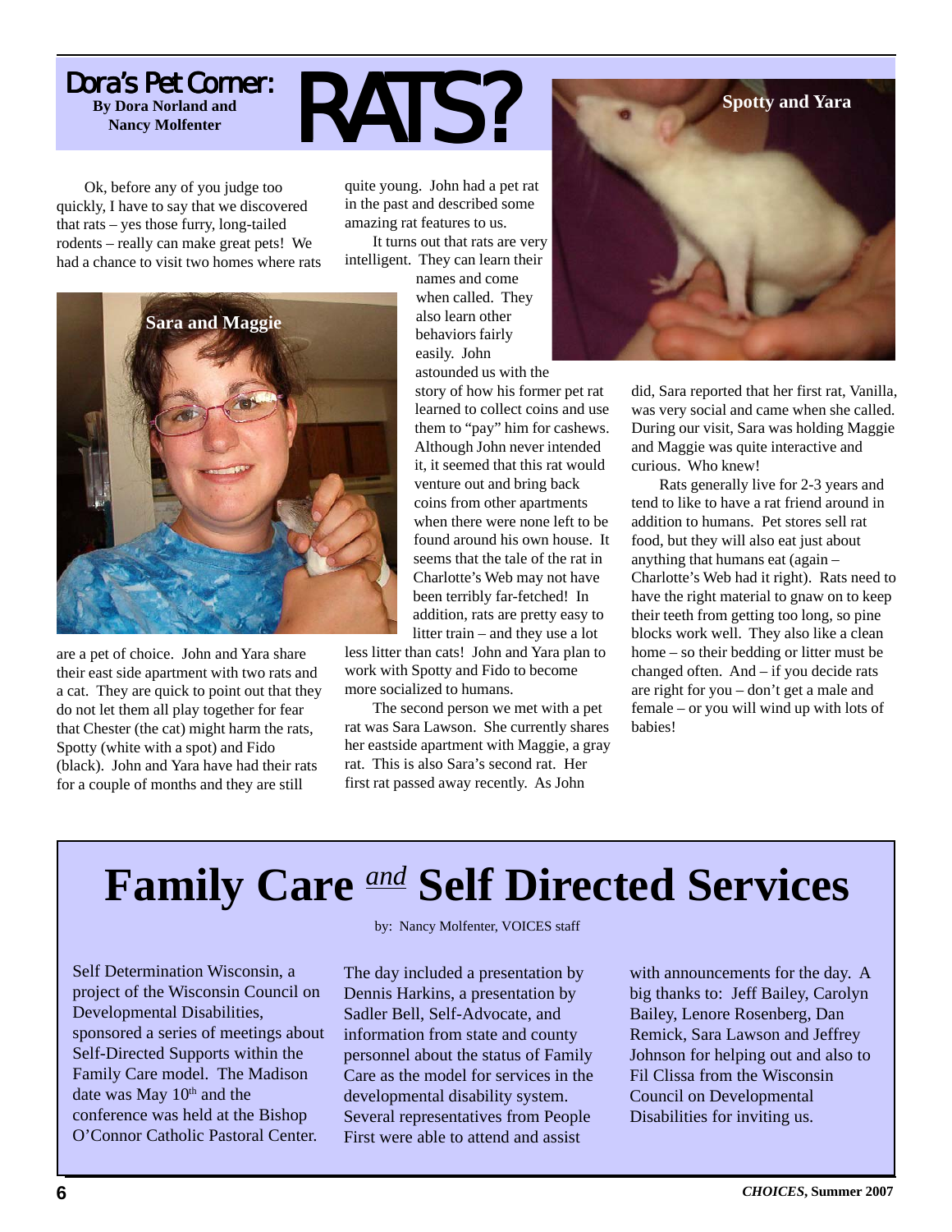# Dora's Pet Corner: RATS?

**By Dora Norland and Nancy Molfenter**

Ok, before any of you judge too quickly, I have to say that we discovered that rats – yes those furry, long-tailed rodents – really can make great pets! We had a chance to visit two homes where rats are a pet of choice. John and Yara share their east side apartment with two rats and a cat. They are quick to point out that they do not let them all play together for fear that Chester (the cat) might harm the rats, Spotty (white with a spot) and Fido (black). John and Yara have had their rats for a couple of months and they are still quite young. John had a pet rat in the past and described some amazing rat features to us.

It turns out that rats are very intelligent. They can learn their names and come when called. They also learn other behaviors fairly easily. John astounded us with the story of how his former pet rat learned to collect coins and use them to "pay" him for cashews. Although John never intended it, it seemed that this rat would venture out and bring back coins from other apartments when there were none left to be found around his own house. It seems that the tale of the rat in Charlotte's Web may not have been terribly far-fetched! In addition, rats are pretty easy to litter train – and they use a lot less litter than cats! John and Yara plan to work with Spotty and Fido to become more socialized to humans.

The second person we met with a pet rat was Sara Lawson. She currently shares her eastside apartment with Maggie, a gray rat. This is also Sara's second rat. Her first rat passed away recently. As John did, Sara reported that her first rat, Vanilla, was very social and came when she called. During our visit, Sara was holding Maggie and Maggie was quite interactive and curious. Who knew!

Rats generally live for 2-3 years and tend to like to have a rat friend around in addition to humans. Pet stores sell rat food, but they will also eat just about anything that humans eat (again – Charlotte's Web had it right). Rats need to have the right material to gnaw on to keep their teeth from getting too long, so pine blocks work well. They also like a clean home – so their bedding or litter must be changed often. And – if you decide rats are right for you – don't get a male and female – or you will wind up with lots of babies!

Sara and Maggie

Spotty and Yara

# Family Care *and* Self Directed Services

by: Nancy Molfenter, VOICES staff

Self Determination Wisconsin, a project of the Wisconsin Council on Developmental Disabilities, sponsored a series of meetings about Self-Directed Supports within the Family Care model. The Madison date was May 10th and the conference was held at the Bishop O'Connor Catholic Pastoral Center. The day included a presentation by Dennis Harkins, a presentation by Sadler Bell, Self-Advocate, and information from state and county personnel about the status of Family Care as the model for services in the developmental disability system. Several representatives from People First were able to attend and assist with announcements for the day. A big thanks to: Jeff Bailey, Carolyn Bailey, Lenore Rosenberg, Dan Remick, Sara Lawson and Jeffrey Johnson for helping out and also to Fil Clissa from the Wisconsin Council on Developmental Disabilities for inviting us.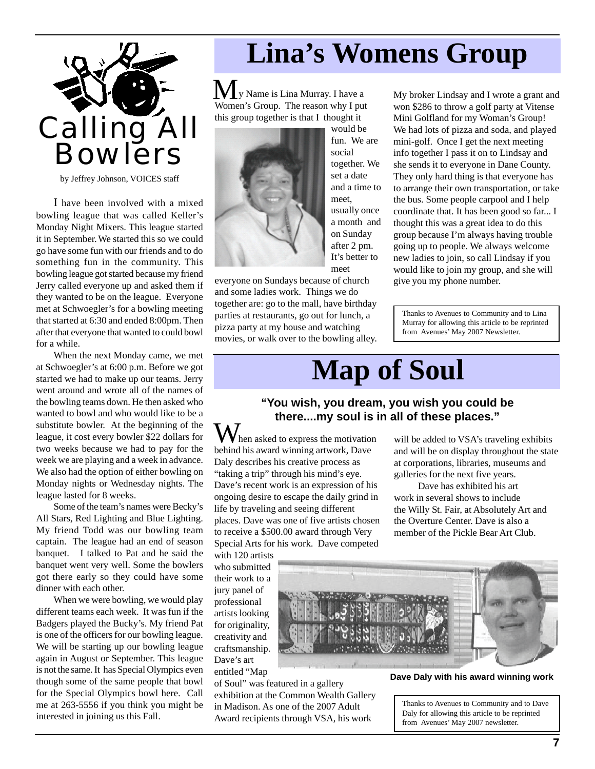# Calling All Bowlers

by Jeffrey Johnson, VOICES staff

I have been involved with a mixed bowling league that was called Keller's Monday Night Mixers. This league started it in September. We started this so we could go have some fun with our friends and to do something fun in the community. This bowling league got started because my friend Jerry called everyone up and asked them if they wanted to be on the league. Everyone met at Schwoegler's for a bowling meeting that started at 6:30 and ended 8:00pm. Then after that everyone that wanted to could bowl for a while.

When the next Monday came, we met at Schwoegler's at 6:00 p.m. Before we got started we had to make up our teams. Jerry went around and wrote all of the names of the bowling teams down. He then asked who wanted to bowl and who would like to be a substitute bowler. At the beginning of the league, it cost every bowler $22 dollars for two weeks because we had to pay for the week we are playing and a week in advance. We also had the option of either bowling on Monday nights or Wednesday nights. The league lasted for 8 weeks.

Some of the team's names were Becky's All Stars, Red Lighting and Blue Lighting. My friend Todd was our bowling team captain. The league had an end of season banquet. I talked to Pat and he said the banquet went very well. Some the bowlers got there early so they could have some dinner with each other.

When we were bowling, we would play different teams each week. It was fun if the Badgers played the Bucky's. My friend Pat is one of the officers for our bowling league. We will be starting up our bowling league again in August or September. This league is not the same. It has Special Olympics even though some of the same people that bowl for the Special Olympics bowl here. Call me at 263-5556 if you think you might be interested in joining us this Fall.

# Lina's Womens Group

My Name is Lina Murray. I have a Women's Group. The reason why I put this group together is that I thought it would be fun. We are social together. We set a date and a time to meet, usually once a month and on Sunday after 2 pm. It's better to meet everyone on Sundays because of church and some ladies work. Things we do together are: go to the mall, have birthday parties at restaurants, go out for lunch, a pizza party at my house and watching movies, or walk over to the bowling alley.

My broker Lindsay and I wrote a grant and won $286 to throw a golf party at Vitense Mini Golfland for my Woman's Group! We had lots of pizza and soda, and played mini-golf. Once I get the next meeting info together I pass it on to Lindsay and she sends it to everyone in Dane County. They only hard thing is that everyone has to arrange their own transportation, or take the bus. Some people carpool and I help coordinate that. It has been good so far... I thought this was a great idea to do this group because I'm always having trouble going up to people. We always welcome new ladies to join, so call Lindsay if you would like to join my group, and she will give you my phone number.

Thanks to Avenues to Community and to Lina Murray for allowing this article to be reprinted from Avenues' May 2007 Newsletter.

# Map of Soul

**"You wish, you dream, you wish you could be there....my soul is in all of these places."**

When asked to express the motivation behind his award winning artwork, Dave Daly describes his creative process as "taking a trip" through his mind's eye. Dave's recent work is an expression of his ongoing desire to escape the daily grind in life by traveling and seeing different places. Dave was one of five artists chosen to receive a $500.00 award through Very Special Arts for his work. Dave competed with 120 artists who submitted their work to a jury panel of professional artists looking for originality, creativity and craftsmanship. Dave's art entitled "Map of Soul" was featured in a gallery exhibition at the Common Wealth Gallery in Madison. As one of the 2007 Adult Award recipients through VSA, his work will be added to VSA's traveling exhibits and will be on display throughout the state at corporations, libraries, museums and galleries for the next five years.

Dave has exhibited his art work in several shows to include the Willy St. Fair, at Absolutely Art and the Overture Center. Dave is also a member of the Pickle Bear Art Club.

**Dave Daly with his award winning work**

Thanks to Avenues to Community and to Dave Daly for allowing this article to be reprinted from Avenues' May 2007 newsletter.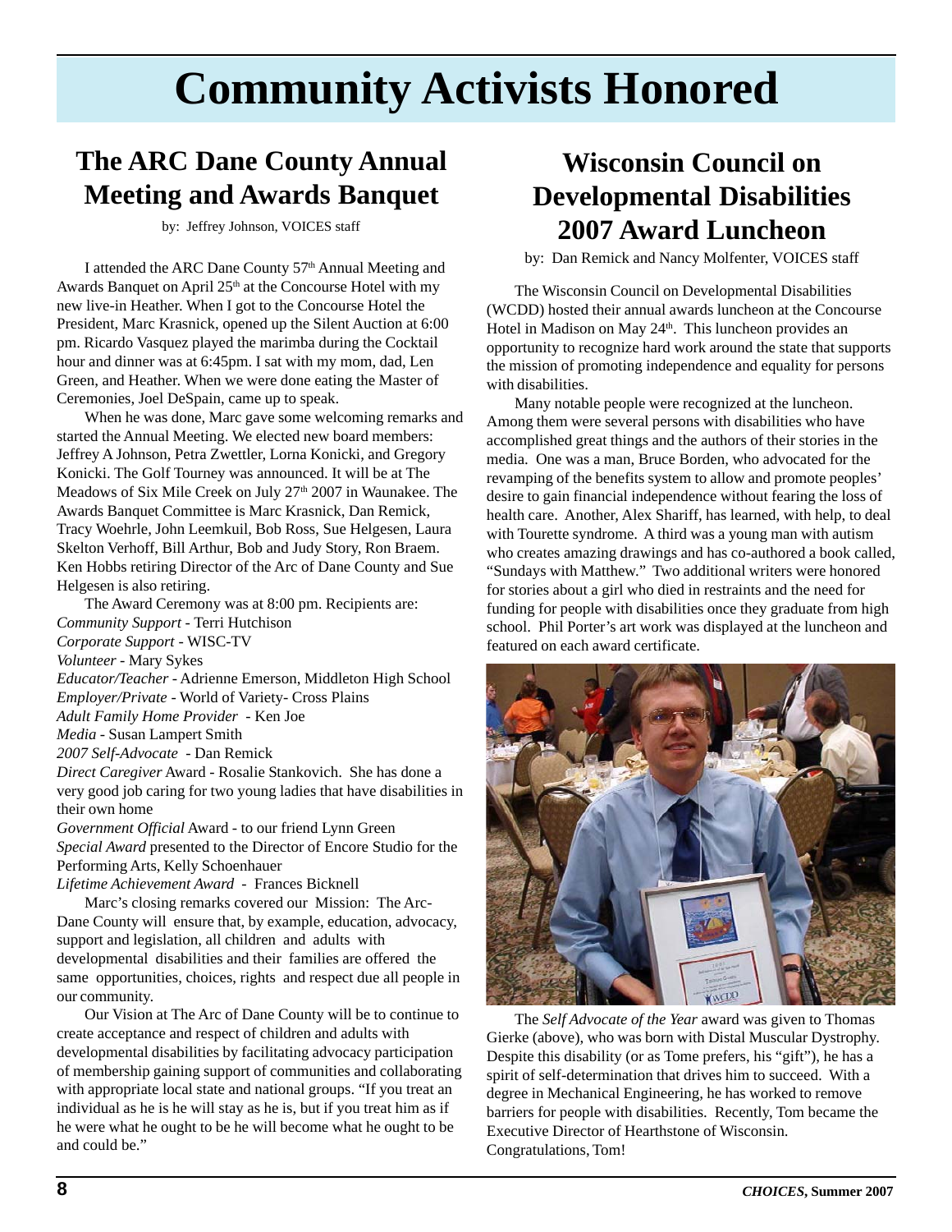# Community Activists Honored

## The ARC Dane County Annual Meeting and Awards Banquet

by: Jeffrey Johnson, VOICES staff

I attended the ARC Dane County 57th Annual Meeting and Awards Banquet on April 25th at the Concourse Hotel with my new live-in Heather. When I got to the Concourse Hotel the President, Marc Krasnick, opened up the Silent Auction at 6:00 pm. Ricardo Vasquez played the marimba during the Cocktail hour and dinner was at 6:45pm. I sat with my mom, dad, Len Green, and Heather. When we were done eating the Master of Ceremonies, Joel DeSpain, came up to speak.

When he was done, Marc gave some welcoming remarks and started the Annual Meeting. We elected new board members: Jeffrey A Johnson, Petra Zwettler, Lorna Konicki, and Gregory Konicki. The Golf Tourney was announced. It will be at The Meadows of Six Mile Creek on July 27th 2007 in Waunakee. The Awards Banquet Committee is Marc Krasnick, Dan Remick, Tracy Woehrle, John Leemkuil, Bob Ross, Sue Helgesen, Laura Skelton Verhoff, Bill Arthur, Bob and Judy Story, Ron Braem. Ken Hobbs retiring Director of the Arc of Dane County and Sue Helgesen is also retiring.

The Award Ceremony was at 8:00 pm. Recipients are:
*Community Support* - Terri Hutchison
*Corporate Support* - WISC-TV
*Volunteer* - Mary Sykes
*Educator/Teacher* - Adrienne Emerson, Middleton High School
*Employer/Private* - World of Variety- Cross Plains
*Adult Family Home Provider* - Ken Joe
*Media* - Susan Lampert Smith
*2007 Self-Advocate* - Dan Remick
*Direct Caregiver* Award - Rosalie Stankovich. She has done a very good job caring for two young ladies that have disabilities in their own home
*Government Official* Award - to our friend Lynn Green
*Special Award* presented to the Director of Encore Studio for the Performing Arts, Kelly Schoenhauer
*Lifetime Achievement Award* - Frances Bicknell

Marc's closing remarks covered our Mission: The Arc-Dane County will ensure that, by example, education, advocacy, support and legislation, all children and adults with developmental disabilities and their families are offered the same opportunities, choices, rights and respect due all people in our community.

Our Vision at The Arc of Dane County will be to continue to create acceptance and respect of children and adults with developmental disabilities by facilitating advocacy participation of membership gaining support of communities and collaborating with appropriate local state and national groups. "If you treat an individual as he is he will stay as he is, but if you treat him as if he were what he ought to be he will become what he ought to be and could be."

## Wisconsin Council on Developmental Disabilities 2007 Award Luncheon

by: Dan Remick and Nancy Molfenter, VOICES staff

The Wisconsin Council on Developmental Disabilities (WCDD) hosted their annual awards luncheon at the Concourse Hotel in Madison on May 24th. This luncheon provides an opportunity to recognize hard work around the state that supports the mission of promoting independence and equality for persons with disabilities.

Many notable people were recognized at the luncheon. Among them were several persons with disabilities who have accomplished great things and the authors of their stories in the media. One was a man, Bruce Borden, who advocated for the revamping of the benefits system to allow and promote peoples' desire to gain financial independence without fearing the loss of health care. Another, Alex Shariff, has learned, with help, to deal with Tourette syndrome. A third was a young man with autism who creates amazing drawings and has co-authored a book called, "Sundays with Matthew." Two additional writers were honored for stories about a girl who died in restraints and the need for funding for people with disabilities once they graduate from high school. Phil Porter's art work was displayed at the luncheon and featured on each award certificate.

The *Self Advocate of the Year* award was given to Thomas Gierke (above), who was born with Distal Muscular Dystrophy. Despite this disability (or as Tome prefers, his "gift"), he has a spirit of self-determination that drives him to succeed. With a degree in Mechanical Engineering, he has worked to remove barriers for people with disabilities. Recently, Tom became the Executive Director of Hearthstone of Wisconsin. Congratulations, Tom!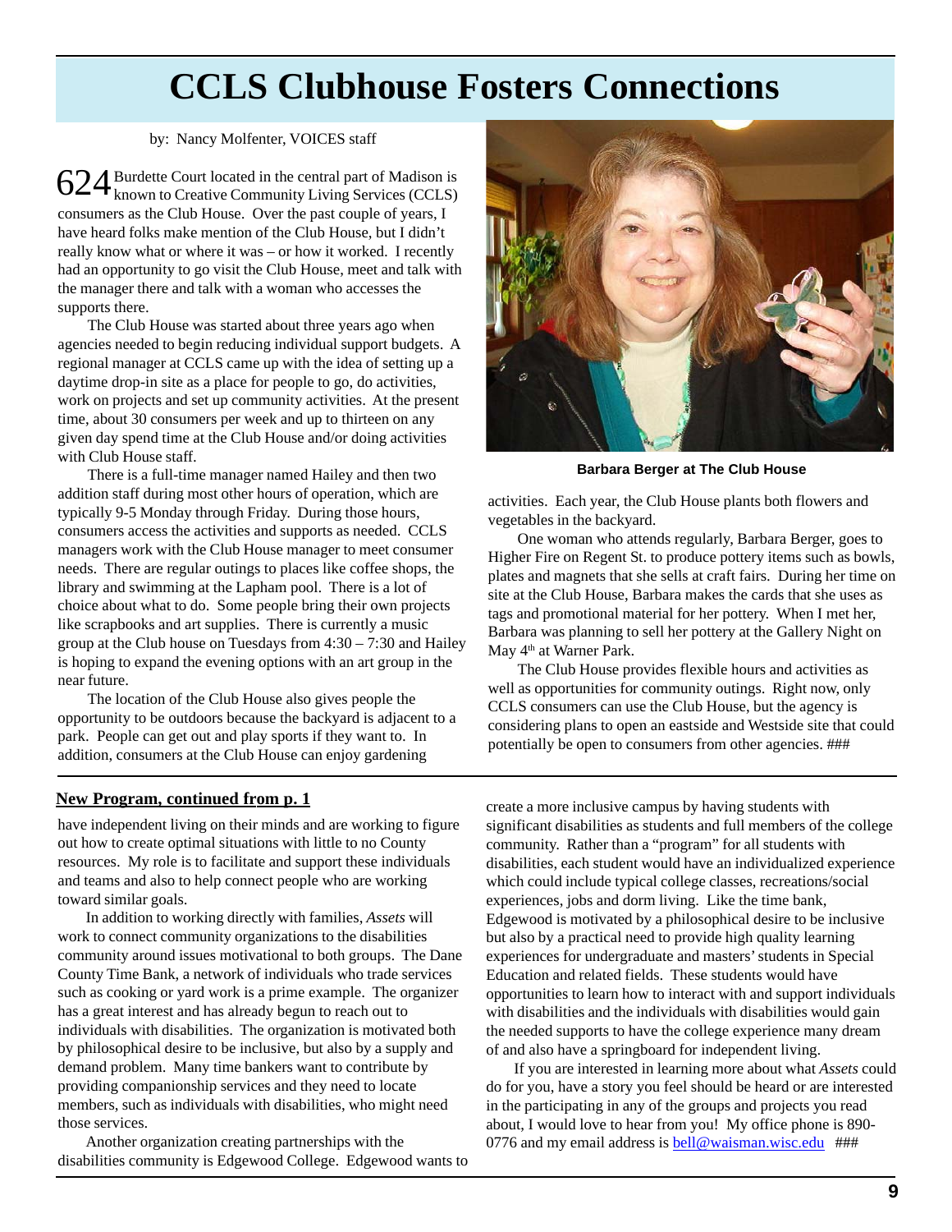# CCLS Clubhouse Fosters Connections

by: Nancy Molfenter, VOICES staff

624 Burdette Court located in the central part of Madison is known to Creative Community Living Services (CCLS) consumers as the Club House. Over the past couple of years, I have heard folks make mention of the Club House, but I didn't really know what or where it was – or how it worked. I recently had an opportunity to go visit the Club House, meet and talk with the manager there and talk with a woman who accesses the supports there.

The Club House was started about three years ago when agencies needed to begin reducing individual support budgets. A regional manager at CCLS came up with the idea of setting up a daytime drop-in site as a place for people to go, do activities, work on projects and set up community activities. At the present time, about 30 consumers per week and up to thirteen on any given day spend time at the Club House and/or doing activities with Club House staff.

There is a full-time manager named Hailey and then two addition staff during most other hours of operation, which are typically 9-5 Monday through Friday. During those hours, consumers access the activities and supports as needed. CCLS managers work with the Club House manager to meet consumer needs. There are regular outings to places like coffee shops, the library and swimming at the Lapham pool. There is a lot of choice about what to do. Some people bring their own projects like scrapbooks and art supplies. There is currently a music group at the Club house on Tuesdays from 4:30 – 7:30 and Hailey is hoping to expand the evening options with an art group in the near future.

The location of the Club House also gives people the opportunity to be outdoors because the backyard is adjacent to a park. People can get out and play sports if they want to. In addition, consumers at the Club House can enjoy gardening activities. Each year, the Club House plants both flowers and vegetables in the backyard.

**Barbara Berger at The Club House**

One woman who attends regularly, Barbara Berger, goes to Higher Fire on Regent St. to produce pottery items such as bowls, plates and magnets that she sells at craft fairs. During her time on site at the Club House, Barbara makes the cards that she uses as tags and promotional material for her pottery. When I met her, Barbara was planning to sell her pottery at the Gallery Night on May 4th at Warner Park.

The Club House provides flexible hours and activities as well as opportunities for community outings. Right now, only CCLS consumers can use the Club House, but the agency is considering plans to open an eastside and Westside site that could potentially be open to consumers from other agencies. ###

---

**New Program, continued from p. 1**

have independent living on their minds and are working to figure out how to create optimal situations with little to no County resources. My role is to facilitate and support these individuals and teams and also to help connect people who are working toward similar goals.

In addition to working directly with families, *Assets* will work to connect community organizations to the disabilities community around issues motivational to both groups. The Dane County Time Bank, a network of individuals who trade services such as cooking or yard work is a prime example. The organizer has a great interest and has already begun to reach out to individuals with disabilities. The organization is motivated both by philosophical desire to be inclusive, but also by a supply and demand problem. Many time bankers want to contribute by providing companionship services and they need to locate members, such as individuals with disabilities, who might need those services.

Another organization creating partnerships with the disabilities community is Edgewood College. Edgewood wants to create a more inclusive campus by having students with significant disabilities as students and full members of the college community. Rather than a "program" for all students with disabilities, each student would have an individualized experience which could include typical college classes, recreations/social experiences, jobs and dorm living. Like the time bank, Edgewood is motivated by a philosophical desire to be inclusive but also by a practical need to provide high quality learning experiences for undergraduate and masters' students in Special Education and related fields. These students would have opportunities to learn how to interact with and support individuals with disabilities and the individuals with disabilities would gain the needed supports to have the college experience many dream of and also have a springboard for independent living.

If you are interested in learning more about what *Assets* could do for you, have a story you feel should be heard or are interested in the participating in any of the groups and projects you read about, I would love to hear from you! My office phone is 890-0776 and my email address is bell@waisman.wisc.edu ###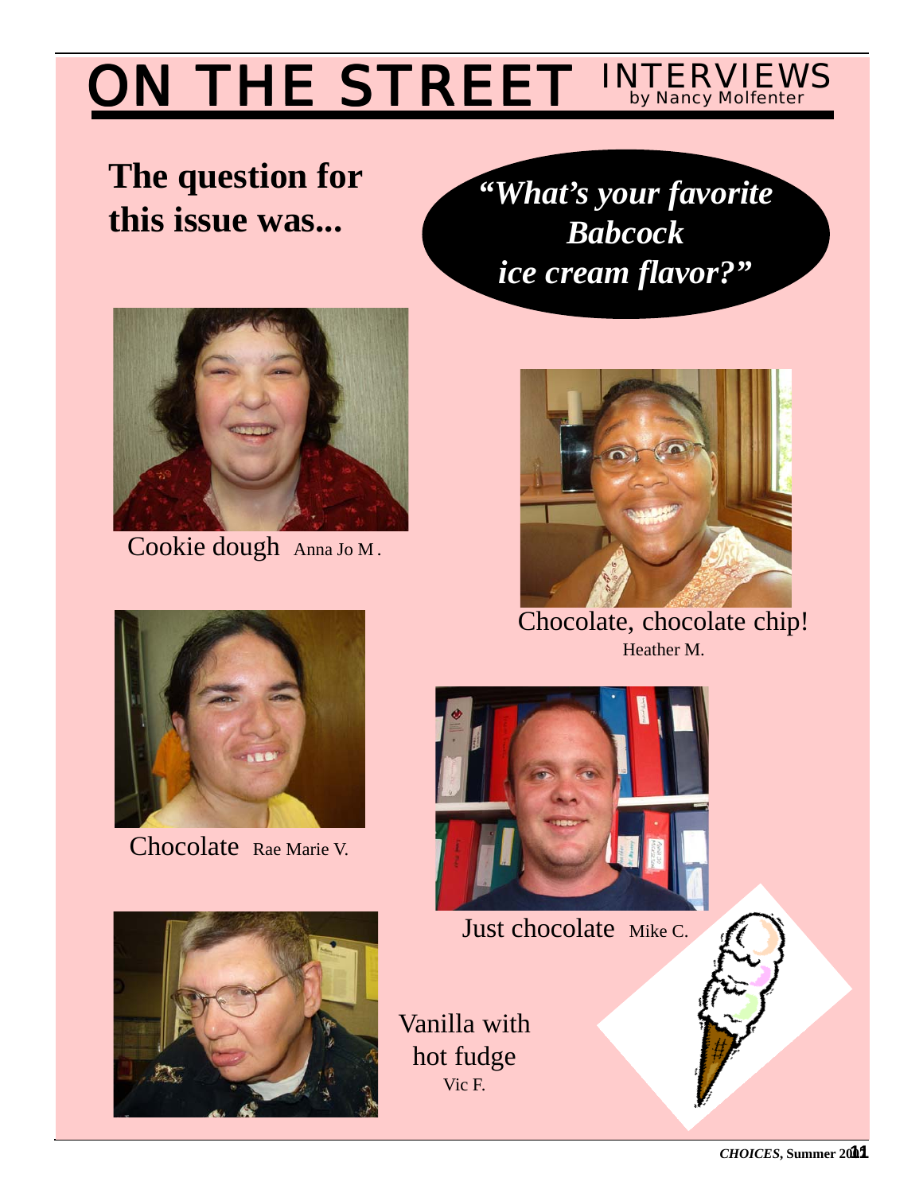# ON THE STREET INTERVIEWS

by Nancy Molfenter

**The question for this issue was...**

***"What's your favorite Babcock ice cream flavor?"***

Cookie dough Anna Jo M.

Chocolate, chocolate chip!
Heather M.

Chocolate Rae Marie V.

Just chocolate Mike C.

Vanilla with hot fudge
Vic F.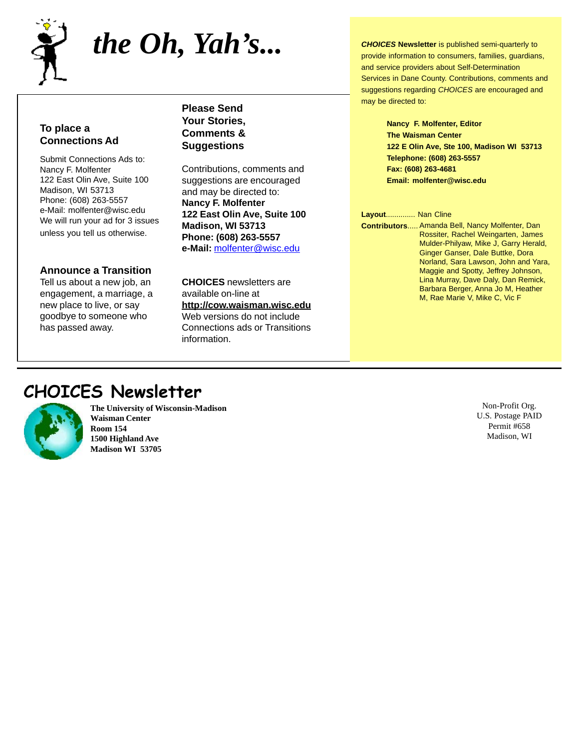# the Oh, Yah's...

### To place a Connections Ad

Submit Connections Ads to:
Nancy F. Molfenter
122 East Olin Ave, Suite 100
Madison, WI 53713
Phone: (608) 263-5557
e-Mail: molfenter@wisc.edu
We will run your ad for 3 issues unless you tell us otherwise.

### Announce a Transition

Tell us about a new job, an engagement, a marriage, a new place to live, or say goodbye to someone who has passed away.

### Please Send Your Stories, Comments & Suggestions

Contributions, comments and suggestions are encouraged and may be directed to:
**Nancy F. Molfenter**
**122 East Olin Ave, Suite 100**
**Madison, WI 53713**
**Phone: (608) 263-5557**
**e-Mail:** molfenter@wisc.edu

**CHOICES** newsletters are available on-line at **http://cow.waisman.wisc.edu** Web versions do not include Connections ads or Transitions information.

***CHOICES* Newsletter** is published semi-quarterly to provide information to consumers, families, guardians, and service providers about Self-Determination Services in Dane County. Contributions, comments and suggestions regarding *CHOICES* are encouraged and may be directed to:

**Nancy F. Molfenter, Editor**
**The Waisman Center**
**122 E Olin Ave, Ste 100, Madison WI 53713**
**Telephone: (608) 263-5557**
**Fax: (608) 263-4681**
**Email: molfenter@wisc.edu**

**Layout**.............. Nan Cline
**Contributors**..... Amanda Bell, Nancy Molfenter, Dan Rossiter, Rachel Weingarten, James Mulder-Philyaw, Mike J, Garry Herald, Ginger Ganser, Dale Buttke, Dora Norland, Sara Lawson, John and Yara, Maggie and Spotty, Jeffrey Johnson, Lina Murray, Dave Daly, Dan Remick, Barbara Berger, Anna Jo M, Heather M, Rae Marie V, Mike C, Vic F

## CHOICES Newsletter

**The University of Wisconsin-Madison**
**Waisman Center**
**Room 154**
**1500 Highland Ave**
**Madison WI 53705**

Non-Profit Org.
U.S. Postage PAID
Permit #658
Madison, WI